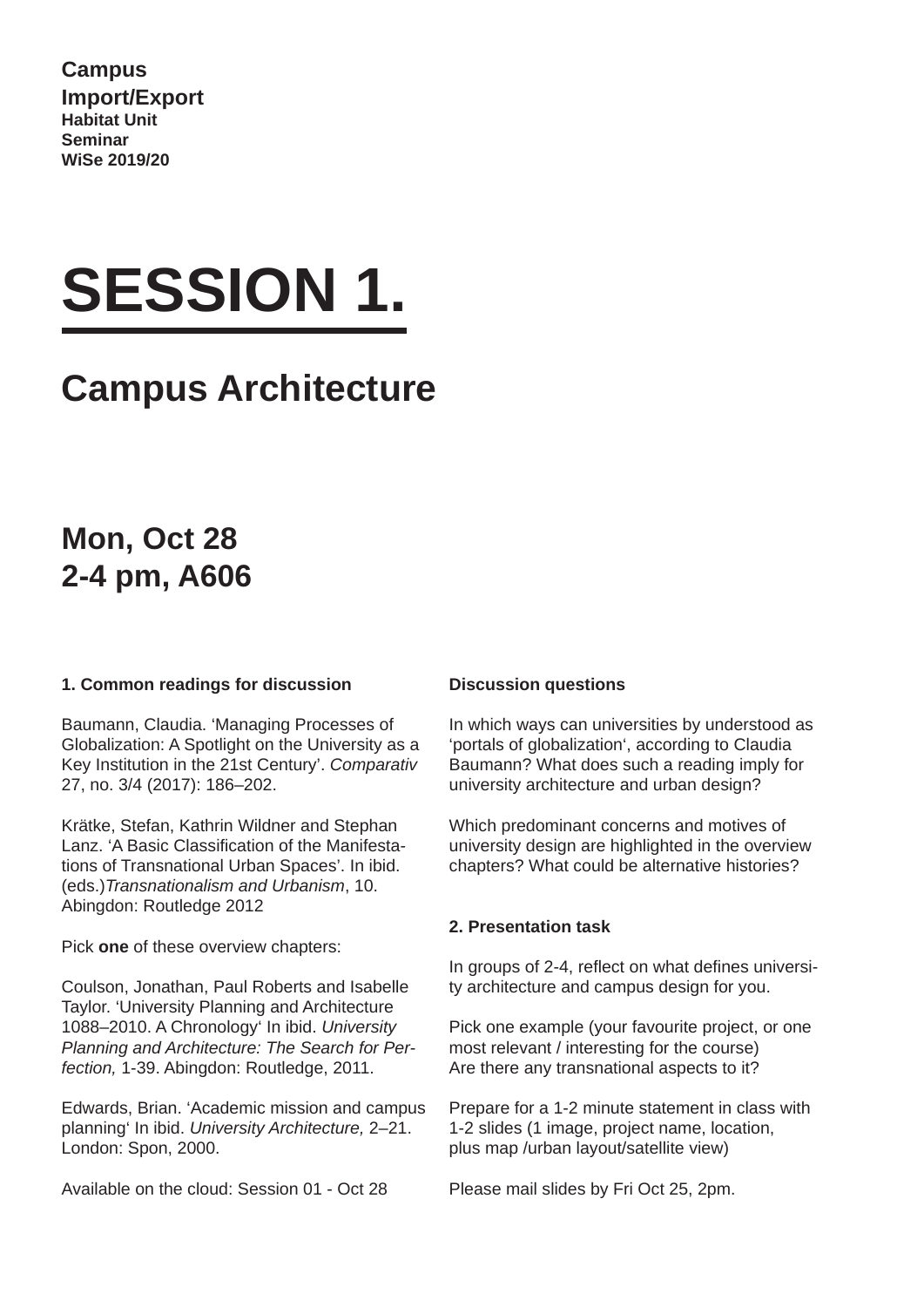**Campus Import/Export**
**Habitat Unit**
**Seminar**
**WiSe 2019/20**

# SESSION 1.

## Campus Architecture

### Mon, Oct 28
### 2-4 pm, A606

**1. Common readings for discussion**

Baumann, Claudia. 'Managing Processes of Globalization: A Spotlight on the University as a Key Institution in the 21st Century'. *Comparativ* 27, no. 3/4 (2017): 186–202.

Krätke, Stefan, Kathrin Wildner and Stephan Lanz. 'A Basic Classification of the Manifestations of Transnational Urban Spaces'. In ibid. (eds.)*Transnationalism and Urbanism*, 10. Abingdon: Routledge 2012

Pick **one** of these overview chapters:

Coulson, Jonathan, Paul Roberts and Isabelle Taylor. 'University Planning and Architecture 1088–2010. A Chronology' In ibid. *University Planning and Architecture: The Search for Perfection,* 1-39. Abingdon: Routledge, 2011.

Edwards, Brian. 'Academic mission and campus planning' In ibid. *University Architecture,* 2–21. London: Spon, 2000.

Available on the cloud: Session 01 - Oct 28

**Discussion questions**

In which ways can universities by understood as 'portals of globalization', according to Claudia Baumann? What does such a reading imply for university architecture and urban design?

Which predominant concerns and motives of university design are highlighted in the overview chapters? What could be alternative histories?

**2. Presentation task**

In groups of 2-4, reflect on what defines university architecture and campus design for you.

Pick one example (your favourite project, or one most relevant / interesting for the course)
Are there any transnational aspects to it?

Prepare for a 1-2 minute statement in class with 1-2 slides (1 image, project name, location, plus map /urban layout/satellite view)

Please mail slides by Fri Oct 25, 2pm.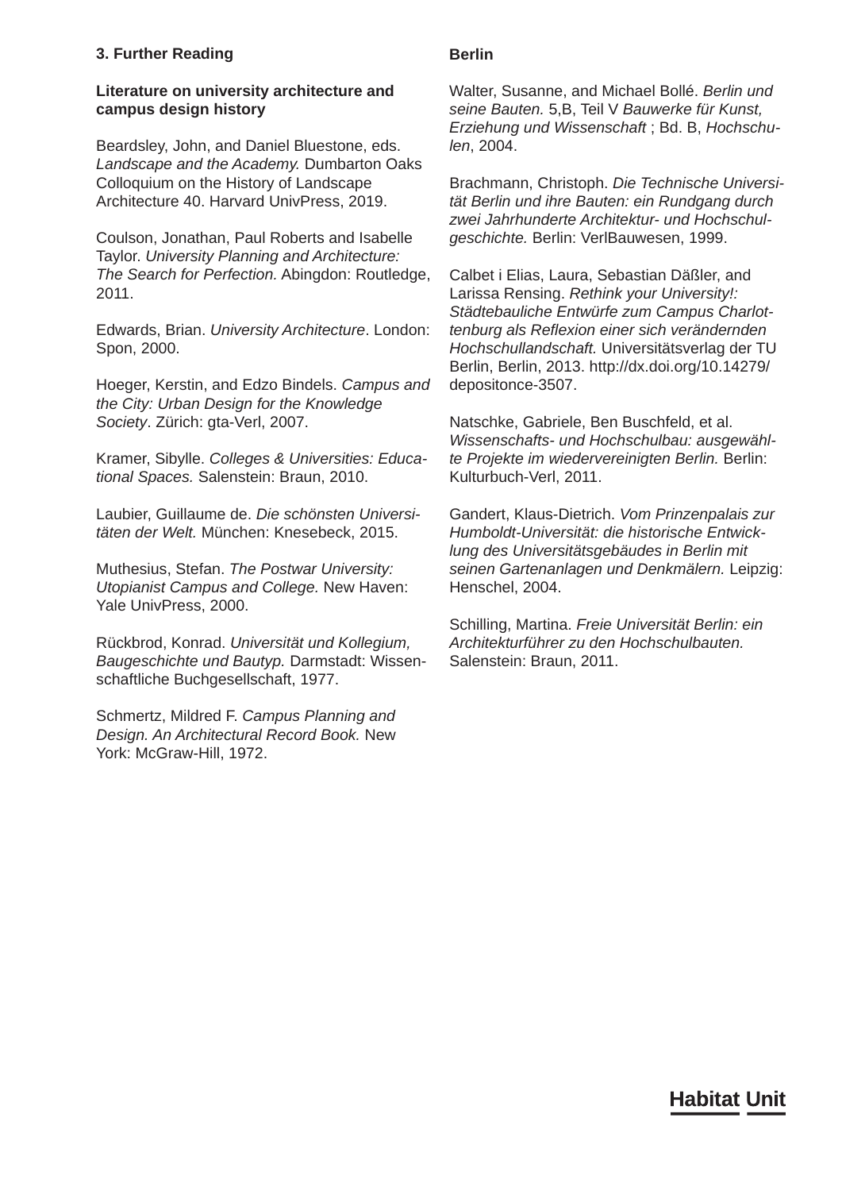## 3. Further Reading

### Literature on university architecture and campus design history

Beardsley, John, and Daniel Bluestone, eds. *Landscape and the Academy.* Dumbarton Oaks Colloquium on the History of Landscape Architecture 40. Harvard UnivPress, 2019.

Coulson, Jonathan, Paul Roberts and Isabelle Taylor. *University Planning and Architecture: The Search for Perfection.* Abingdon: Routledge, 2011.

Edwards, Brian. *University Architecture*. London: Spon, 2000.

Hoeger, Kerstin, and Edzo Bindels. *Campus and the City: Urban Design for the Knowledge Society*. Zürich: gta-Verl, 2007.

Kramer, Sibylle. *Colleges & Universities: Educational Spaces.* Salenstein: Braun, 2010.

Laubier, Guillaume de. *Die schönsten Universitäten der Welt.* München: Knesebeck, 2015.

Muthesius, Stefan. *The Postwar University: Utopianist Campus and College.* New Haven: Yale UnivPress, 2000.

Rückbrod, Konrad. *Universität und Kollegium, Baugeschichte und Bautyp.* Darmstadt: Wissenschaftliche Buchgesellschaft, 1977.

Schmertz, Mildred F. *Campus Planning and Design. An Architectural Record Book.* New York: McGraw-Hill, 1972.

### Berlin

Walter, Susanne, and Michael Bollé. *Berlin und seine Bauten.* 5,B, Teil V *Bauwerke für Kunst, Erziehung und Wissenschaft* ; Bd. B, *Hochschulen*, 2004.

Brachmann, Christoph. *Die Technische Universität Berlin und ihre Bauten: ein Rundgang durch zwei Jahrhunderte Architektur- und Hochschulgeschichte.* Berlin: VerlBauwesen, 1999.

Calbet i Elias, Laura, Sebastian Däßler, and Larissa Rensing. *Rethink your University!: Städtebauliche Entwürfe zum Campus Charlottenburg als Reflexion einer sich verändernden Hochschullandschaft.* Universitätsverlag der TU Berlin, Berlin, 2013. http://dx.doi.org/10.14279/depositonce-3507.

Natschke, Gabriele, Ben Buschfeld, et al. *Wissenschafts- und Hochschulbau: ausgewählte Projekte im wiedervereinigten Berlin.* Berlin: Kulturbuch-Verl, 2011.

Gandert, Klaus-Dietrich. *Vom Prinzenpalais zur Humboldt-Universität: die historische Entwicklung des Universitätsgebäudes in Berlin mit seinen Gartenanlagen und Denkmälern.* Leipzig: Henschel, 2004.

Schilling, Martina. *Freie Universität Berlin: ein Architekturführer zu den Hochschulbauten.* Salenstein: Braun, 2011.